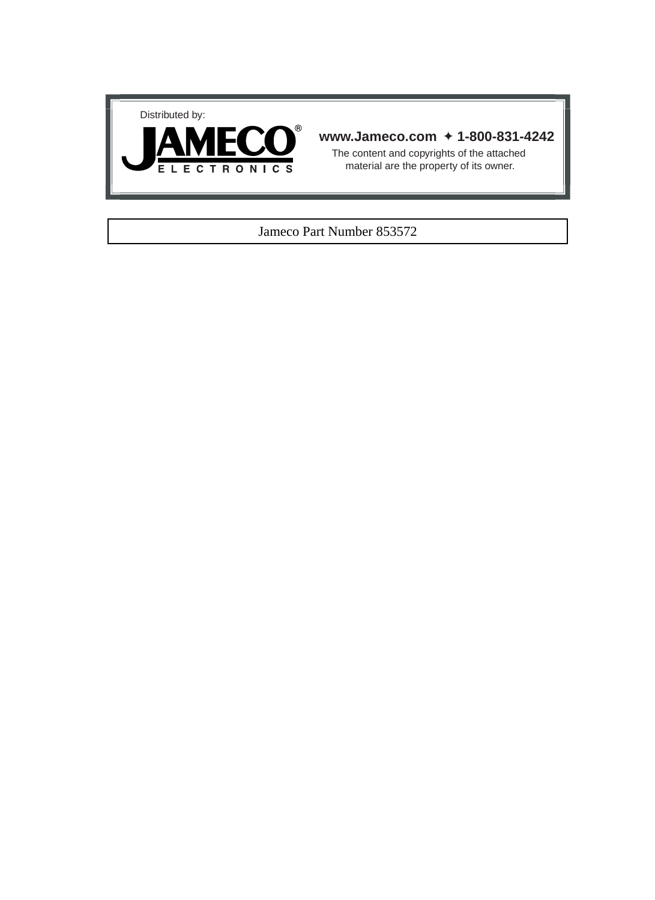Distributed by:

JAMECO® ELECTRONICS

**www.Jameco.com ✦ 1-800-831-4242**

The content and copyrights of the attached material are the property of its owner.

Jameco Part Number 853572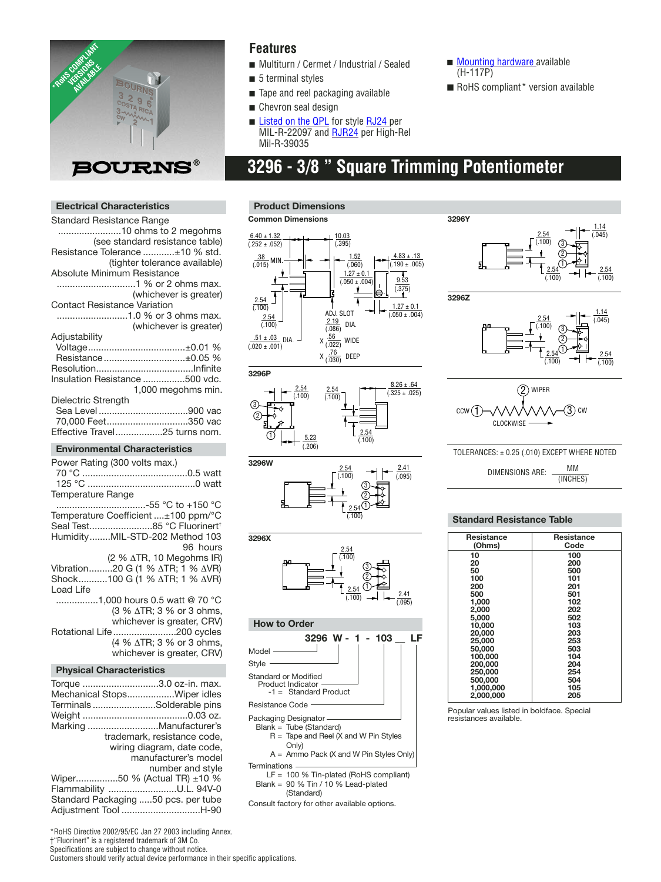# 3296 - 3/8 " Square Trimming Potentiometer

## Features

- Multiturn / Cermet / Industrial / Sealed
- 5 terminal styles
- Tape and reel packaging available
- Chevron seal design
- Listed on the QPL for style RJ24 per MIL-R-22097 and RJR24 per High-Rel Mil-R-39035
- Mounting hardware available (H-117P)
- RoHS compliant* version available

## Electrical Characteristics

Standard Resistance Range ........................10 ohms to 2 megohms (see standard resistance table)
Resistance Tolerance ............±10 % std. (tighter tolerance available)
Absolute Minimum Resistance ..............................1 % or 2 ohms max. (whichever is greater)
Contact Resistance Variation ...........................1.0 % or 3 ohms max. (whichever is greater)
Adjustability
- Voltage.....................................±0.01 %
- Resistance ...............................±0.05 %

Resolution.....................................Infinite
Insulation Resistance ................500 vdc. 1,000 megohms min.
Dielectric Strength
- Sea Level .................................900 vac
- 70,000 Feet..............................350 vac

Effective Travel..................25 turns nom.

## Environmental Characteristics

Power Rating (300 volts max.)
- 70 °C ........................................0.5 watt
- 125 °C .........................................0 watt

Temperature Range ..................................-55 °C to +150 °C
Temperature Coefficient ....±100 ppm/°C
Seal Test........................85 °C Fluorinert†
Humidity........MIL-STD-202 Method 103 96 hours (2 % ΔTR, 10 Megohms IR)
Vibration.........20 G (1 % ΔTR; 1 % ΔVR)
Shock...........100 G (1 % ΔTR; 1 % ΔVR)
Load Life ................1,000 hours 0.5 watt @ 70 °C (3 % ΔTR; 3 % or 3 ohms, whichever is greater, CRV)
Rotational Life........................200 cycles (4 % ΔTR; 3 % or 3 ohms, whichever is greater, CRV)

## Physical Characteristics

Torque .............................3.0 oz-in. max.
Mechanical Stops..................Wiper idles
Terminals ........................Solderable pins
Weight ........................................0.03 oz.
Marking ...........................Manufacturer's trademark, resistance code, wiring diagram, date code, manufacturer's model number and style
Wiper................50 % (Actual TR) ±10 %
Flammability ..........................U.L. 94V-0
Standard Packaging .....50 pcs. per tube
Adjustment Tool ..............................H-90

## Product Dimensions

**Common Dimensions**

6.40 ± 1.32 (.252 ± .052)
10.03 (.395)
.38 (.015) MIN.
1.52 (.060)
4.83 ± .13 (.190 ± .005)
1.27 ± 0.1 (.050 ± .004)
9.53 (.375)
2.54 (.100)
2.54 (.100)
ADJ. SLOT
2.19 (.086) DIA.
1.27 ± 0.1 (.050 ± .004)
.51 ± .03 (.020 ± .001) DIA.
X .56 (.022) WIDE
X .76 (.030) DEEP

**3296P**

2.54 (.100)
2.54 (.100)
8.26 ± .64 (.325 ± .025)
5.23 (.206)
2.54 (.100)

**3296W**

2.54 (.100)
2.41 (.095)
2.54 (.100)

**3296X**

2.54 (.100)
2.54 (.100)
2.41 (.095)

**3296Y**

2.54 (.100)
1.14 (.045)
2.54 (.100)
2.54 (.100)

**3296Z**

2.54 (.100)
1.14 (.045)
2.54 (.100)
2.54 (.100)

2 WIPER
CCW 1 — 3 CW
CLOCKWISE

TOLERANCES: ± 0.25 (.010) EXCEPT WHERE NOTED

DIMENSIONS ARE: MM / (INCHES)

## How to Order

**3296 W - 1 - 103 __ LF**

- Model
- Style
- Standard or Modified Product Indicator
  - -1 = Standard Product
- Resistance Code
- Packaging Designator
  - Blank = Tube (Standard)
  - R = Tape and Reel (X and W Pin Styles Only)
  - A = Ammo Pack (X and W Pin Styles Only)
- Terminations
  - LF = 100 % Tin-plated (RoHS compliant)
  - Blank = 90 % Tin / 10 % Lead-plated (Standard)

Consult factory for other available options.

## Standard Resistance Table

| Resistance (Ohms) | Resistance Code |
|---|---|
| 10 | 100 |
| 20 | 200 |
| 50 | 500 |
| 100 | 101 |
| 200 | 201 |
| 500 | 501 |
| 1,000 | 102 |
| 2,000 | 202 |
| 5,000 | 502 |
| 10,000 | 103 |
| 20,000 | 203 |
| 25,000 | 253 |
| 50,000 | 503 |
| 100,000 | 104 |
| 200,000 | 204 |
| 250,000 | 254 |
| 500,000 | 504 |
| 1,000,000 | 105 |
| 2,000,000 | 205 |

Popular values listed in boldface. Special resistances available.

*RoHS Directive 2002/95/EC Jan 27 2003 including Annex.
†"Fluorinert" is a registered trademark of 3M Co.
Specifications are subject to change without notice.
Customers should verify actual device performance in their specific applications.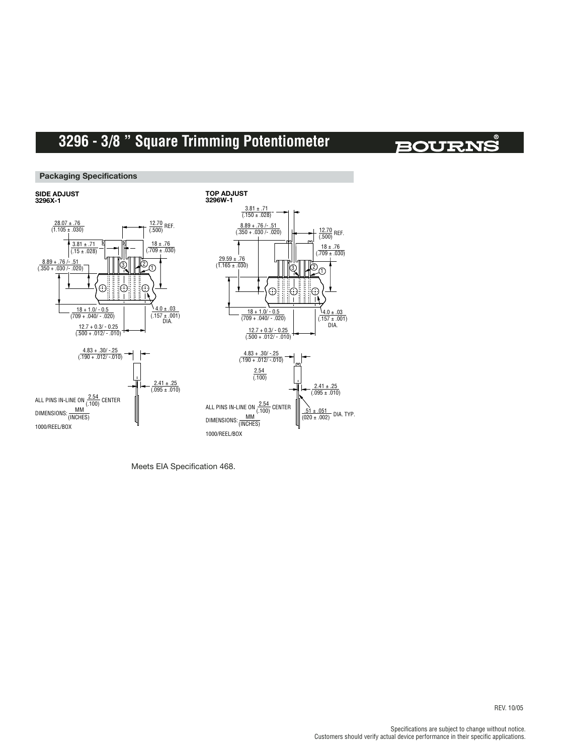# 3296 - 3/8 " Square Trimming Potentiometer

BOURNS®

## Packaging Specifications

**SIDE ADJUST**
**3296X-1**

28.07 ± .76
(1.105 ± .030)

12.70 REF.
(.500)

3.81 ± .71
(.15 ± .028)

18 ± .76
(.709 ± .030)

8.89 + .76 /- .51
(.350 + .030 /- .020)

3 2 1

18 + 1.0/ - 0.5
(709 + .040/ - .020)

4.0 ± .03
(.157 ± .001)
DIA.

12.7 + 0.3/ - 0.25
(.500 + .012/ - .010)

4.83 + .30/ -.25
(.190 + .012/ -.010)

2.41 ± .25
(.095 ± .010)

ALL PINS IN-LINE ON 2.54 (.100) CENTER

DIMENSIONS: MM (INCHES)

1000/REEL/BOX

**TOP ADJUST**
**3296W-1**

3.81 ± .71
(.150 ± .028)

8.89 + .76 /- .51
(.350 + .030 /- .020)

12.70 REF.
(.500)

18 ± .76
(.709 ± .030)

29.59 ± .76
(1.165 ± .030)

3 2 1

18 + 1.0/ - 0.5
(709 + .040/ - .020)

4.0 ± .03
(.157 ± .001)
DIA.

12.7 + 0.3/ - 0.25
(.500 + .012/ - .010)

4.83 + .30/ -.25
(.190 + .012/ -.010)

2.54
(.100)

2.41 ± .25
(.095 ± .010)

ALL PINS IN-LINE ON 2.54 (.100) CENTER

.51 ± .051
(020 ± .002) DIA. TYP.

DIMENSIONS: MM (INCHES)

1000/REEL/BOX

Meets EIA Specification 468.

REV. 10/05

Specifications are subject to change without notice.
Customers should verify actual device performance in their specific applications.